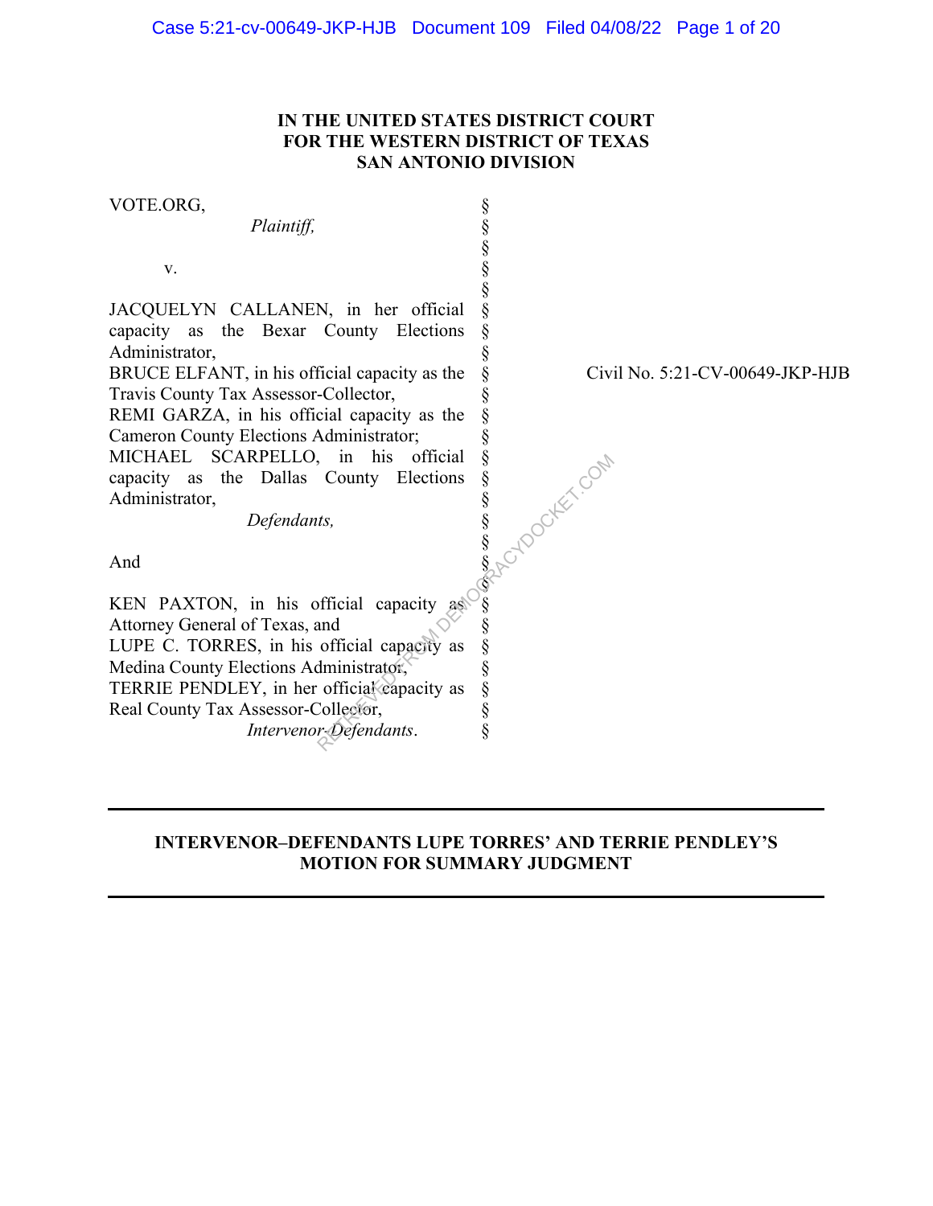**IN THE UNITED STATES DISTRICT COURT**
**FOR THE WESTERN DISTRICT OF TEXAS**
**SAN ANTONIO DIVISION**

VOTE.ORG,
*Plaintiff,*

v.

JACQUELYN CALLANEN, in her official capacity as the Bexar County Elections Administrator,
BRUCE ELFANT, in his official capacity as the Travis County Tax Assessor-Collector,
REMI GARZA, in his official capacity as the Cameron County Elections Administrator;
MICHAEL SCARPELLO, in his official capacity as the Dallas County Elections Administrator,
*Defendants,*

And

KEN PAXTON, in his official capacity as Attorney General of Texas, and
LUPE C. TORRES, in his official capacity as Medina County Elections Administrator,
TERRIE PENDLEY, in her official capacity as Real County Tax Assessor-Collector,
*Intervenor-Defendants.*

Civil No. 5:21-CV-00649-JKP-HJB

---

**INTERVENOR–DEFENDANTS LUPE TORRES' AND TERRIE PENDLEY'S MOTION FOR SUMMARY JUDGMENT**

---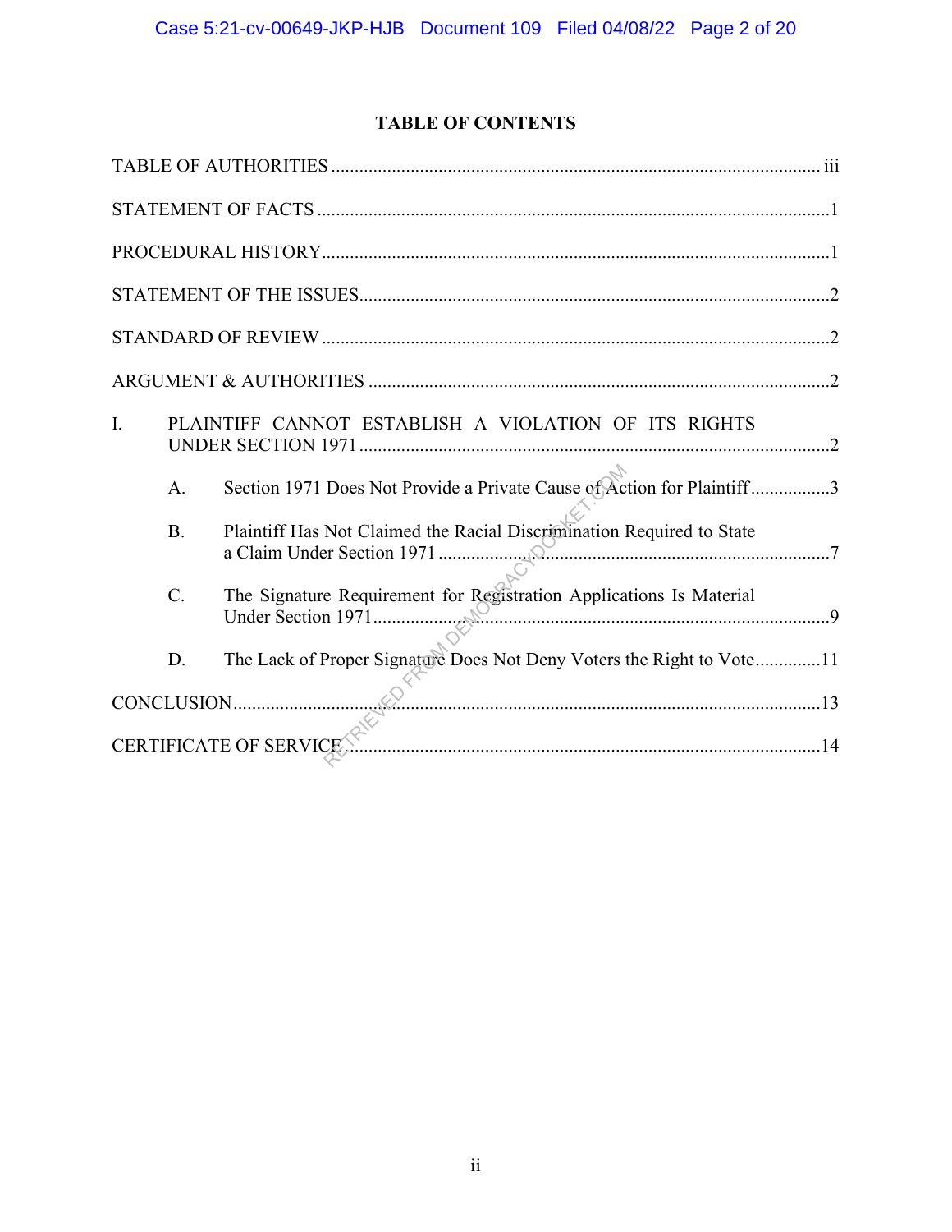## TABLE OF CONTENTS

TABLE OF AUTHORITIES ........................................................................................................ iii

STATEMENT OF FACTS .............................................................................................................1

PROCEDURAL HISTORY............................................................................................................1

STATEMENT OF THE ISSUES....................................................................................................2

STANDARD OF REVIEW ............................................................................................................2

ARGUMENT & AUTHORITIES ..................................................................................................2

I. PLAINTIFF CANNOT ESTABLISH A VIOLATION OF ITS RIGHTS UNDER SECTION 1971 ....................................................................................................2

  A. Section 1971 Does Not Provide a Private Cause of Action for Plaintiff.................3

  B. Plaintiff Has Not Claimed the Racial Discrimination Required to State a Claim Under Section 1971 ....................................................................................7

  C. The Signature Requirement for Registration Applications Is Material Under Section 1971..................................................................................................9

  D. The Lack of Proper Signature Does Not Deny Voters the Right to Vote.............11

CONCLUSION.............................................................................................................................13

CERTIFICATE OF SERVICE.....................................................................................................14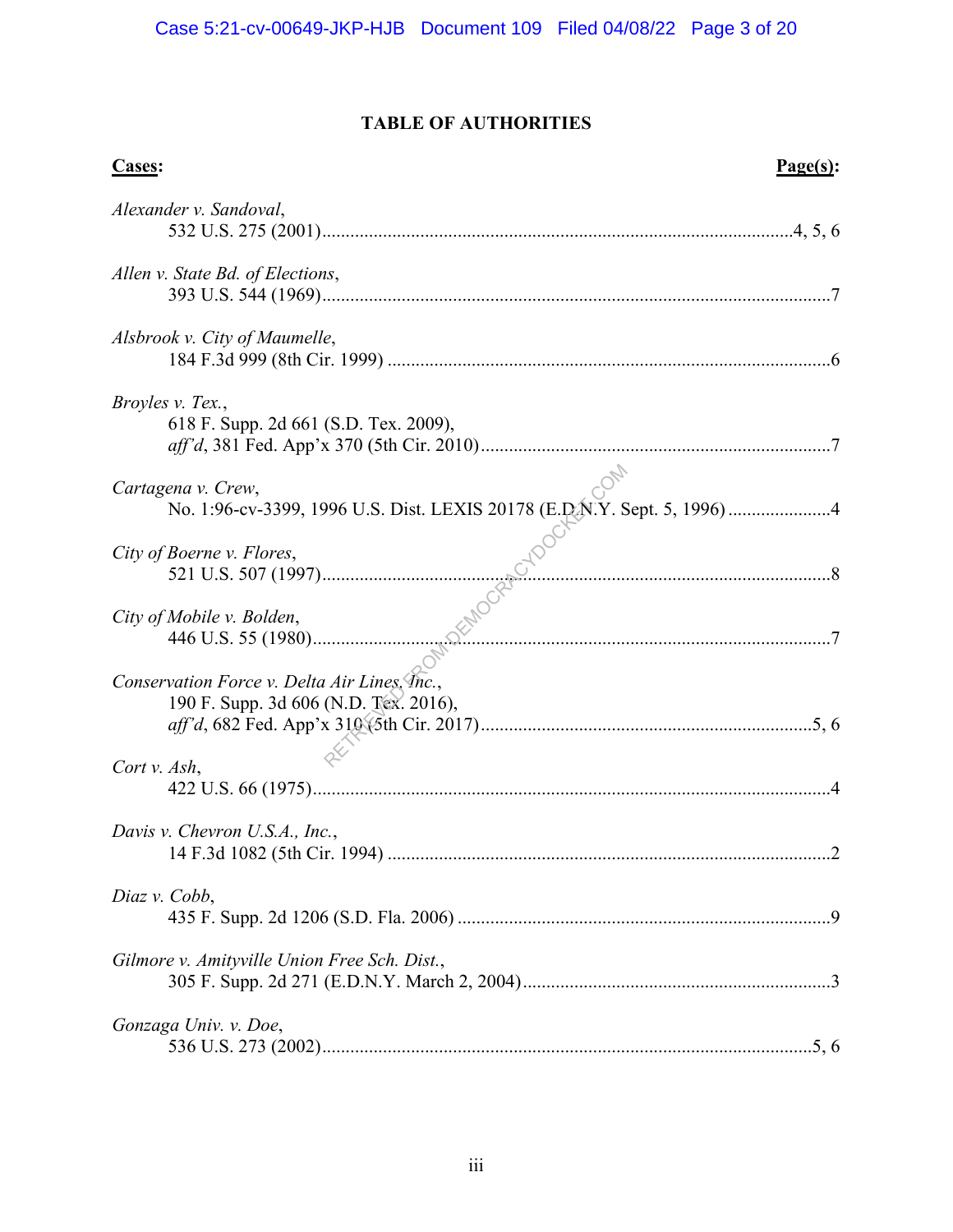# TABLE OF AUTHORITIES

| **Cases:** | **Page(s):** |
|---|---|
| *Alexander v. Sandoval*, 532 U.S. 275 (2001) | 4, 5, 6 |
| *Allen v. State Bd. of Elections*, 393 U.S. 544 (1969) | 7 |
| *Alsbrook v. City of Maumelle*, 184 F.3d 999 (8th Cir. 1999) | 6 |
| *Broyles v. Tex.*, 618 F. Supp. 2d 661 (S.D. Tex. 2009), *aff'd*, 381 Fed. App'x 370 (5th Cir. 2010) | 7 |
| *Cartagena v. Crew*, No. 1:96-cv-3399, 1996 U.S. Dist. LEXIS 20178 (E.D.N.Y. Sept. 5, 1996) | 4 |
| *City of Boerne v. Flores*, 521 U.S. 507 (1997) | 8 |
| *City of Mobile v. Bolden*, 446 U.S. 55 (1980) | 7 |
| *Conservation Force v. Delta Air Lines, Inc.*, 190 F. Supp. 3d 606 (N.D. Tex. 2016), *aff'd*, 682 Fed. App'x 310 (5th Cir. 2017) | 5, 6 |
| *Cort v. Ash*, 422 U.S. 66 (1975) | 4 |
| *Davis v. Chevron U.S.A., Inc.*, 14 F.3d 1082 (5th Cir. 1994) | 2 |
| *Diaz v. Cobb*, 435 F. Supp. 2d 1206 (S.D. Fla. 2006) | 9 |
| *Gilmore v. Amityville Union Free Sch. Dist.*, 305 F. Supp. 2d 271 (E.D.N.Y. March 2, 2004) | 3 |
| *Gonzaga Univ. v. Doe*, 536 U.S. 273 (2002) | 5, 6 |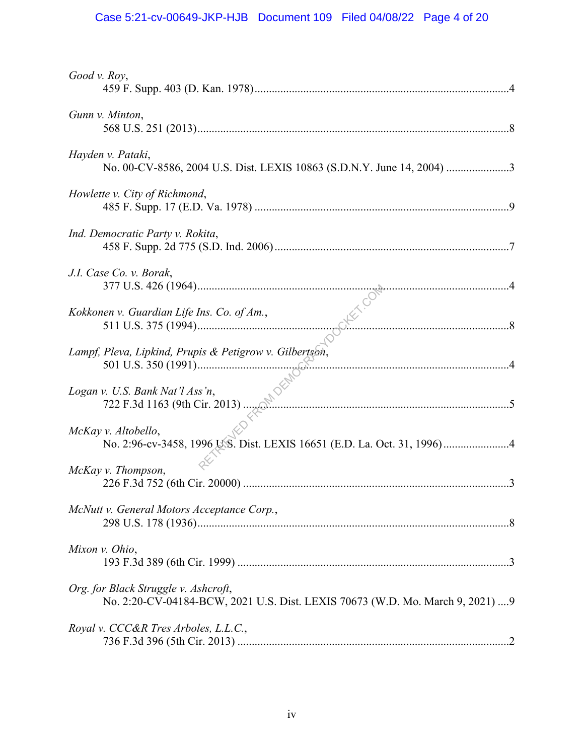*Good v. Roy*,
459 F. Supp. 403 (D. Kan. 1978)..........................................................................................4

*Gunn v. Minton*,
568 U.S. 251 (2013)..............................................................................................................8

*Hayden v. Pataki*,
No. 00-CV-8586, 2004 U.S. Dist. LEXIS 10863 (S.D.N.Y. June 14, 2004) ......................3

*Howlette v. City of Richmond*,
485 F. Supp. 17 (E.D. Va. 1978) .........................................................................................9

*Ind. Democratic Party v. Rokita*,
458 F. Supp. 2d 775 (S.D. Ind. 2006) ..................................................................................7

*J.I. Case Co. v. Borak*,
377 U.S. 426 (1964)..............................................................................................................4

*Kokkonen v. Guardian Life Ins. Co. of Am.*,
511 U.S. 375 (1994)..............................................................................................................8

*Lampf, Pleva, Lipkind, Prupis & Petigrow v. Gilbertson*,
501 U.S. 350 (1991)..............................................................................................................4

*Logan v. U.S. Bank Nat'l Ass'n*,
722 F.3d 1163 (9th Cir. 2013) ..............................................................................................5

*McKay v. Altobello*,
No. 2:96-cv-3458, 1996 U.S. Dist. LEXIS 16651 (E.D. La. Oct. 31, 1996).......................4

*McKay v. Thompson*,
226 F.3d 752 (6th Cir. 20000) ..............................................................................................3

*McNutt v. General Motors Acceptance Corp.*,
298 U.S. 178 (1936)..............................................................................................................8

*Mixon v. Ohio*,
193 F.3d 389 (6th Cir. 1999) ................................................................................................3

*Org. for Black Struggle v. Ashcroft*,
No. 2:20-CV-04184-BCW, 2021 U.S. Dist. LEXIS 70673 (W.D. Mo. March 9, 2021) ....9

*Royal v. CCC&R Tres Arboles, L.L.C.*,
736 F.3d 396 (5th Cir. 2013) ................................................................................................2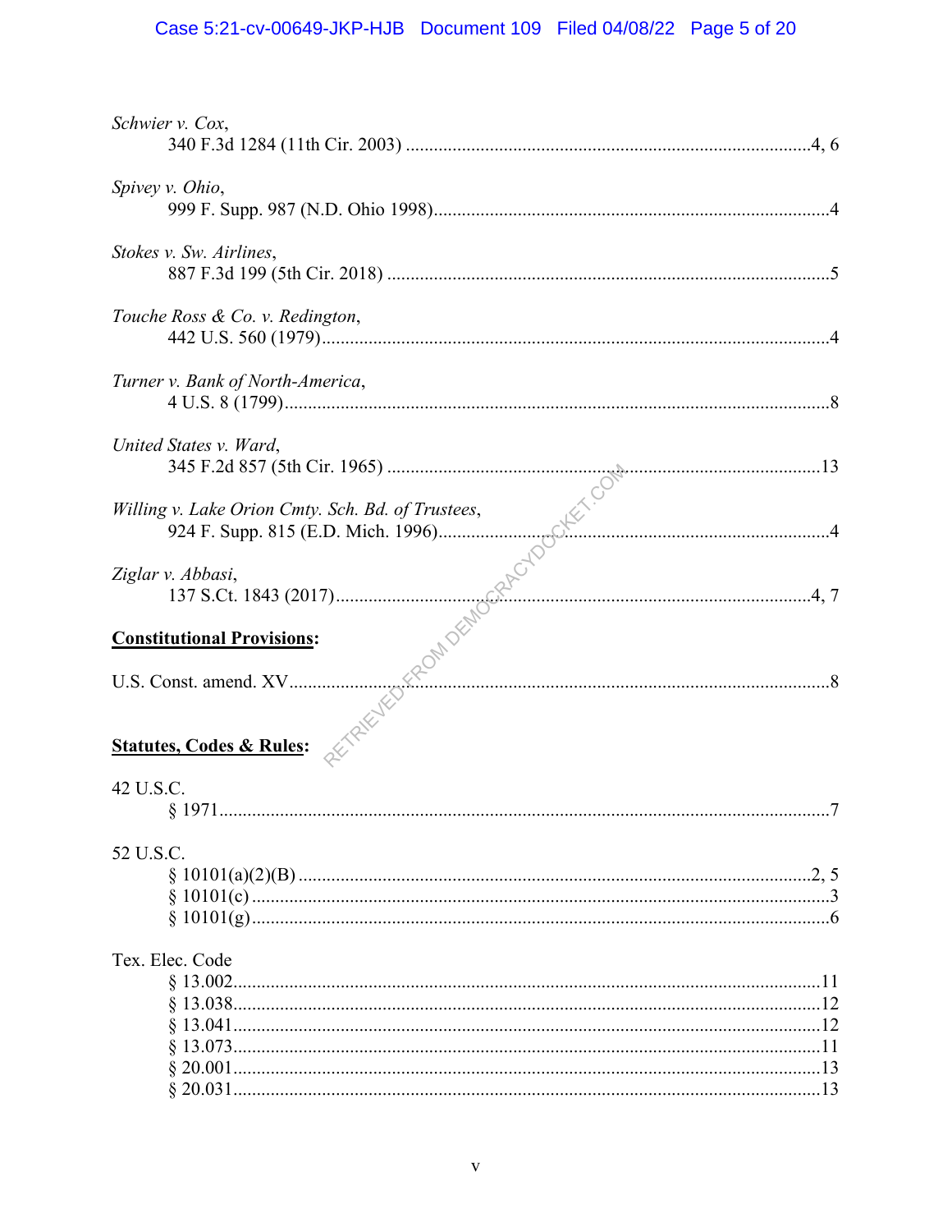*Schwier v. Cox*,
340 F.3d 1284 (11th Cir. 2003) ....................................................................................4, 6

*Spivey v. Ohio*,
999 F. Supp. 987 (N.D. Ohio 1998).....................................................................................4

*Stokes v. Sw. Airlines*,
887 F.3d 199 (5th Cir. 2018) ..............................................................................................5

*Touche Ross & Co. v. Redington*,
442 U.S. 560 (1979)............................................................................................................4

*Turner v. Bank of North-America*,
4 U.S. 8 (1799)....................................................................................................................8

*United States v. Ward*,
345 F.2d 857 (5th Cir. 1965) ............................................................................................13

*Willing v. Lake Orion Cmty. Sch. Bd. of Trustees*,
924 F. Supp. 815 (E.D. Mich. 1996)...................................................................................4

*Ziglar v. Abbasi*,
137 S.Ct. 1843 (2017).....................................................................................................4, 7

**Constitutional Provisions:**

U.S. Const. amend. XV.........................................................................................................8

**Statutes, Codes & Rules:**

42 U.S.C.
§ 1971..................................................................................................................................7

52 U.S.C.
§ 10101(a)(2)(B) ..............................................................................................................2, 5
§ 10101(c) ...........................................................................................................................3
§ 10101(g)...........................................................................................................................6

Tex. Elec. Code
§ 13.002.............................................................................................................................11
§ 13.038.............................................................................................................................12
§ 13.041.............................................................................................................................12
§ 13.073.............................................................................................................................11
§ 20.001.............................................................................................................................13
§ 20.031.............................................................................................................................13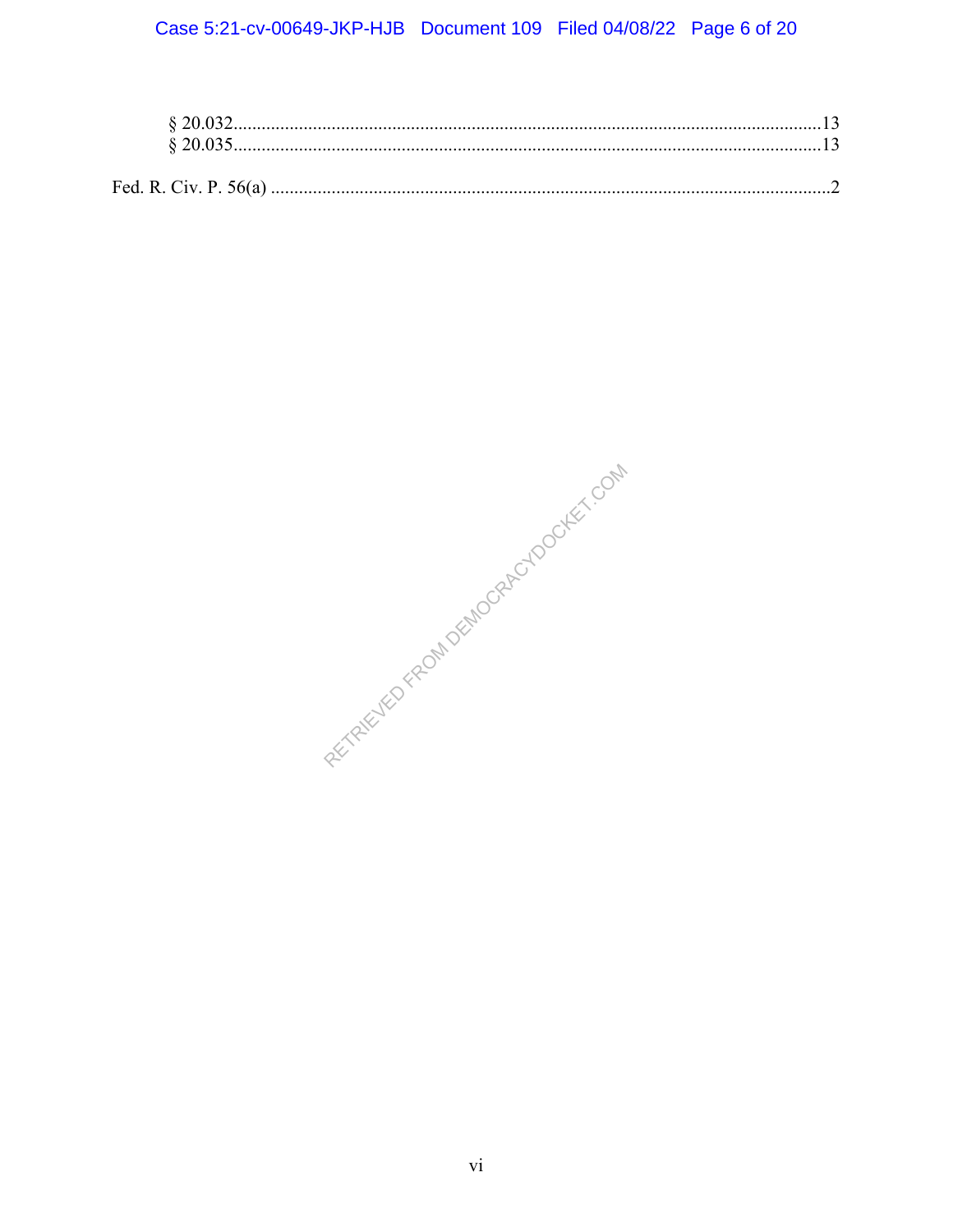§ 20.032 ............................................................................................................................13
§ 20.035 ............................................................................................................................13

Fed. R. Civ. P. 56(a) ......................................................................................................................2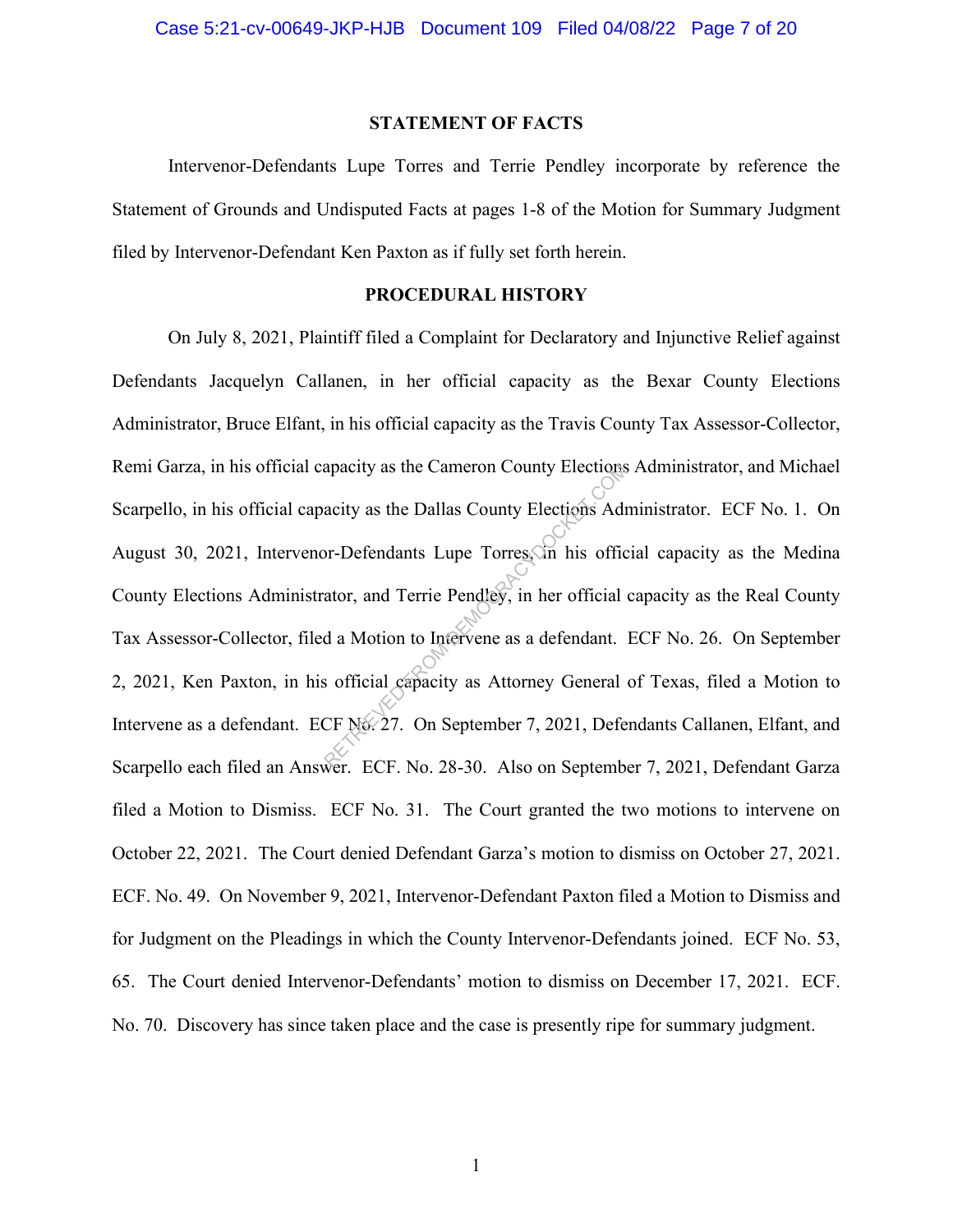## STATEMENT OF FACTS

Intervenor-Defendants Lupe Torres and Terrie Pendley incorporate by reference the Statement of Grounds and Undisputed Facts at pages 1-8 of the Motion for Summary Judgment filed by Intervenor-Defendant Ken Paxton as if fully set forth herein.

## PROCEDURAL HISTORY

On July 8, 2021, Plaintiff filed a Complaint for Declaratory and Injunctive Relief against Defendants Jacquelyn Callanen, in her official capacity as the Bexar County Elections Administrator, Bruce Elfant, in his official capacity as the Travis County Tax Assessor-Collector, Remi Garza, in his official capacity as the Cameron County Elections Administrator, and Michael Scarpello, in his official capacity as the Dallas County Elections Administrator. ECF No. 1. On August 30, 2021, Intervenor-Defendants Lupe Torres, in his official capacity as the Medina County Elections Administrator, and Terrie Pendley, in her official capacity as the Real County Tax Assessor-Collector, filed a Motion to Intervene as a defendant. ECF No. 26. On September 2, 2021, Ken Paxton, in his official capacity as Attorney General of Texas, filed a Motion to Intervene as a defendant. ECF No. 27. On September 7, 2021, Defendants Callanen, Elfant, and Scarpello each filed an Answer. ECF. No. 28-30. Also on September 7, 2021, Defendant Garza filed a Motion to Dismiss. ECF No. 31. The Court granted the two motions to intervene on October 22, 2021. The Court denied Defendant Garza's motion to dismiss on October 27, 2021. ECF. No. 49. On November 9, 2021, Intervenor-Defendant Paxton filed a Motion to Dismiss and for Judgment on the Pleadings in which the County Intervenor-Defendants joined. ECF No. 53, 65. The Court denied Intervenor-Defendants' motion to dismiss on December 17, 2021. ECF. No. 70. Discovery has since taken place and the case is presently ripe for summary judgment.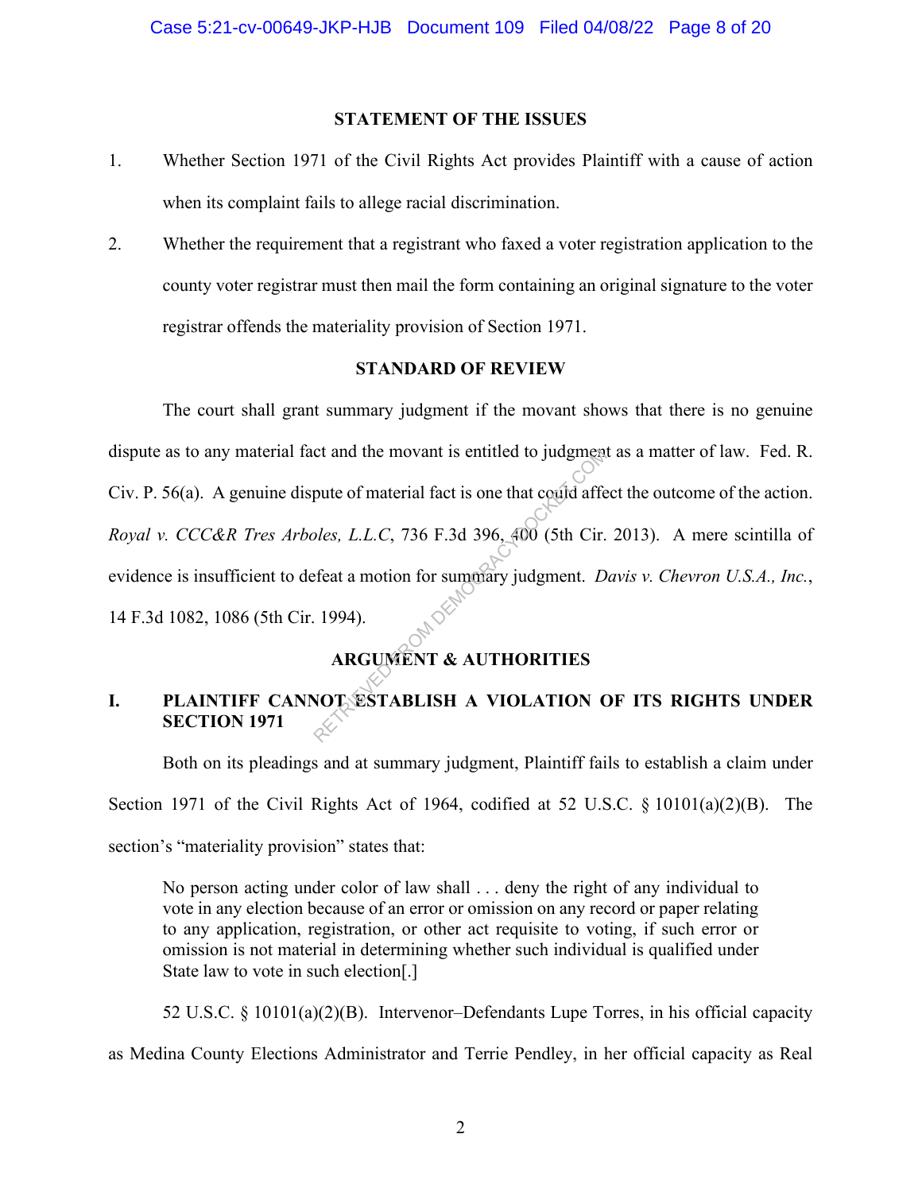## STATEMENT OF THE ISSUES

1. Whether Section 1971 of the Civil Rights Act provides Plaintiff with a cause of action when its complaint fails to allege racial discrimination.

2. Whether the requirement that a registrant who faxed a voter registration application to the county voter registrar must then mail the form containing an original signature to the voter registrar offends the materiality provision of Section 1971.

## STANDARD OF REVIEW

The court shall grant summary judgment if the movant shows that there is no genuine dispute as to any material fact and the movant is entitled to judgment as a matter of law. Fed. R. Civ. P. 56(a). A genuine dispute of material fact is one that could affect the outcome of the action. *Royal v. CCC&R Tres Arboles, L.L.C*, 736 F.3d 396, 400 (5th Cir. 2013). A mere scintilla of evidence is insufficient to defeat a motion for summary judgment. *Davis v. Chevron U.S.A., Inc.*, 14 F.3d 1082, 1086 (5th Cir. 1994).

## ARGUMENT & AUTHORITIES

### I. PLAINTIFF CANNOT ESTABLISH A VIOLATION OF ITS RIGHTS UNDER SECTION 1971

Both on its pleadings and at summary judgment, Plaintiff fails to establish a claim under Section 1971 of the Civil Rights Act of 1964, codified at 52 U.S.C. § 10101(a)(2)(B). The section's "materiality provision" states that:

> No person acting under color of law shall . . . deny the right of any individual to vote in any election because of an error or omission on any record or paper relating to any application, registration, or other act requisite to voting, if such error or omission is not material in determining whether such individual is qualified under State law to vote in such election[.]

52 U.S.C. § 10101(a)(2)(B). Intervenor–Defendants Lupe Torres, in his official capacity as Medina County Elections Administrator and Terrie Pendley, in her official capacity as Real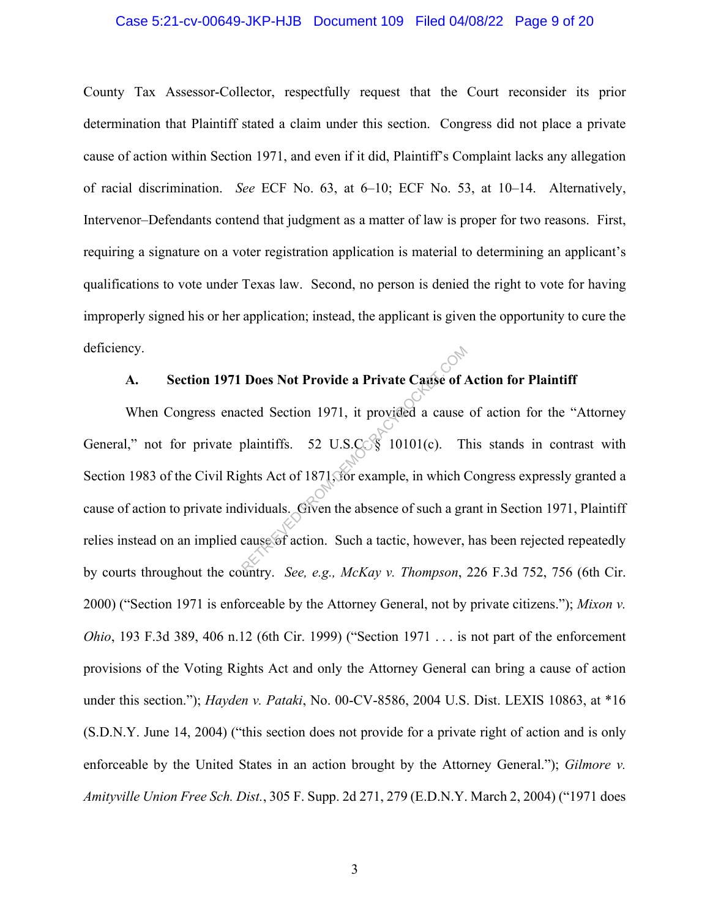County Tax Assessor-Collector, respectfully request that the Court reconsider its prior determination that Plaintiff stated a claim under this section. Congress did not place a private cause of action within Section 1971, and even if it did, Plaintiff's Complaint lacks any allegation of racial discrimination. *See* ECF No. 63, at 6–10; ECF No. 53, at 10–14. Alternatively, Intervenor–Defendants contend that judgment as a matter of law is proper for two reasons. First, requiring a signature on a voter registration application is material to determining an applicant's qualifications to vote under Texas law. Second, no person is denied the right to vote for having improperly signed his or her application; instead, the applicant is given the opportunity to cure the deficiency.

### A. Section 1971 Does Not Provide a Private Cause of Action for Plaintiff

When Congress enacted Section 1971, it provided a cause of action for the "Attorney General," not for private plaintiffs. 52 U.S.C. § 10101(c). This stands in contrast with Section 1983 of the Civil Rights Act of 1871, for example, in which Congress expressly granted a cause of action to private individuals. Given the absence of such a grant in Section 1971, Plaintiff relies instead on an implied cause of action. Such a tactic, however, has been rejected repeatedly by courts throughout the country. *See, e.g., McKay v. Thompson*, 226 F.3d 752, 756 (6th Cir. 2000) ("Section 1971 is enforceable by the Attorney General, not by private citizens."); *Mixon v. Ohio*, 193 F.3d 389, 406 n.12 (6th Cir. 1999) ("Section 1971 . . . is not part of the enforcement provisions of the Voting Rights Act and only the Attorney General can bring a cause of action under this section."); *Hayden v. Pataki*, No. 00-CV-8586, 2004 U.S. Dist. LEXIS 10863, at *16 (S.D.N.Y. June 14, 2004) ("this section does not provide for a private right of action and is only enforceable by the United States in an action brought by the Attorney General."); *Gilmore v. Amityville Union Free Sch. Dist.*, 305 F. Supp. 2d 271, 279 (E.D.N.Y. March 2, 2004) ("1971 does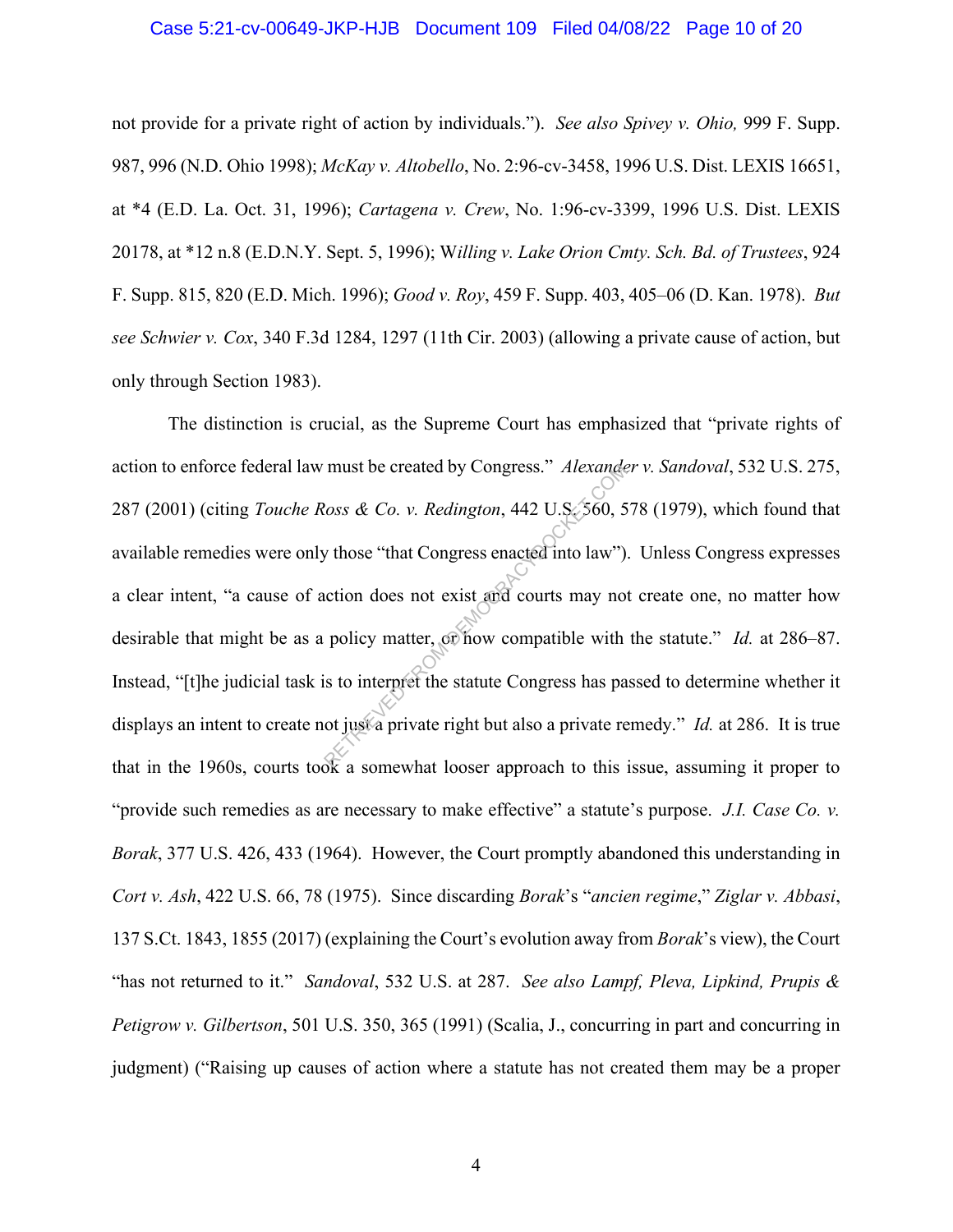not provide for a private right of action by individuals."). *See also Spivey v. Ohio,* 999 F. Supp. 987, 996 (N.D. Ohio 1998); *McKay v. Altobello*, No. 2:96-cv-3458, 1996 U.S. Dist. LEXIS 16651, at *4 (E.D. La. Oct. 31, 1996); *Cartagena v. Crew*, No. 1:96-cv-3399, 1996 U.S. Dist. LEXIS 20178, at *12 n.8 (E.D.N.Y. Sept. 5, 1996); W*illing v. Lake Orion Cmty. Sch. Bd. of Trustees*, 924 F. Supp. 815, 820 (E.D. Mich. 1996); *Good v. Roy*, 459 F. Supp. 403, 405–06 (D. Kan. 1978). *But see Schwier v. Cox*, 340 F.3d 1284, 1297 (11th Cir. 2003) (allowing a private cause of action, but only through Section 1983).

The distinction is crucial, as the Supreme Court has emphasized that "private rights of action to enforce federal law must be created by Congress." *Alexander v. Sandoval*, 532 U.S. 275, 287 (2001) (citing *Touche Ross & Co. v. Redington*, 442 U.S. 560, 578 (1979), which found that available remedies were only those "that Congress enacted into law"). Unless Congress expresses a clear intent, "a cause of action does not exist and courts may not create one, no matter how desirable that might be as a policy matter, or how compatible with the statute." *Id.* at 286–87. Instead, "[t]he judicial task is to interpret the statute Congress has passed to determine whether it displays an intent to create not just a private right but also a private remedy." *Id.* at 286. It is true that in the 1960s, courts took a somewhat looser approach to this issue, assuming it proper to "provide such remedies as are necessary to make effective" a statute's purpose. *J.I. Case Co. v. Borak*, 377 U.S. 426, 433 (1964). However, the Court promptly abandoned this understanding in *Cort v. Ash*, 422 U.S. 66, 78 (1975). Since discarding *Borak*'s "*ancien regime*," *Ziglar v. Abbasi*, 137 S.Ct. 1843, 1855 (2017) (explaining the Court's evolution away from *Borak*'s view), the Court "has not returned to it." *Sandoval*, 532 U.S. at 287. *See also Lampf, Pleva, Lipkind, Prupis & Petigrow v. Gilbertson*, 501 U.S. 350, 365 (1991) (Scalia, J., concurring in part and concurring in judgment) ("Raising up causes of action where a statute has not created them may be a proper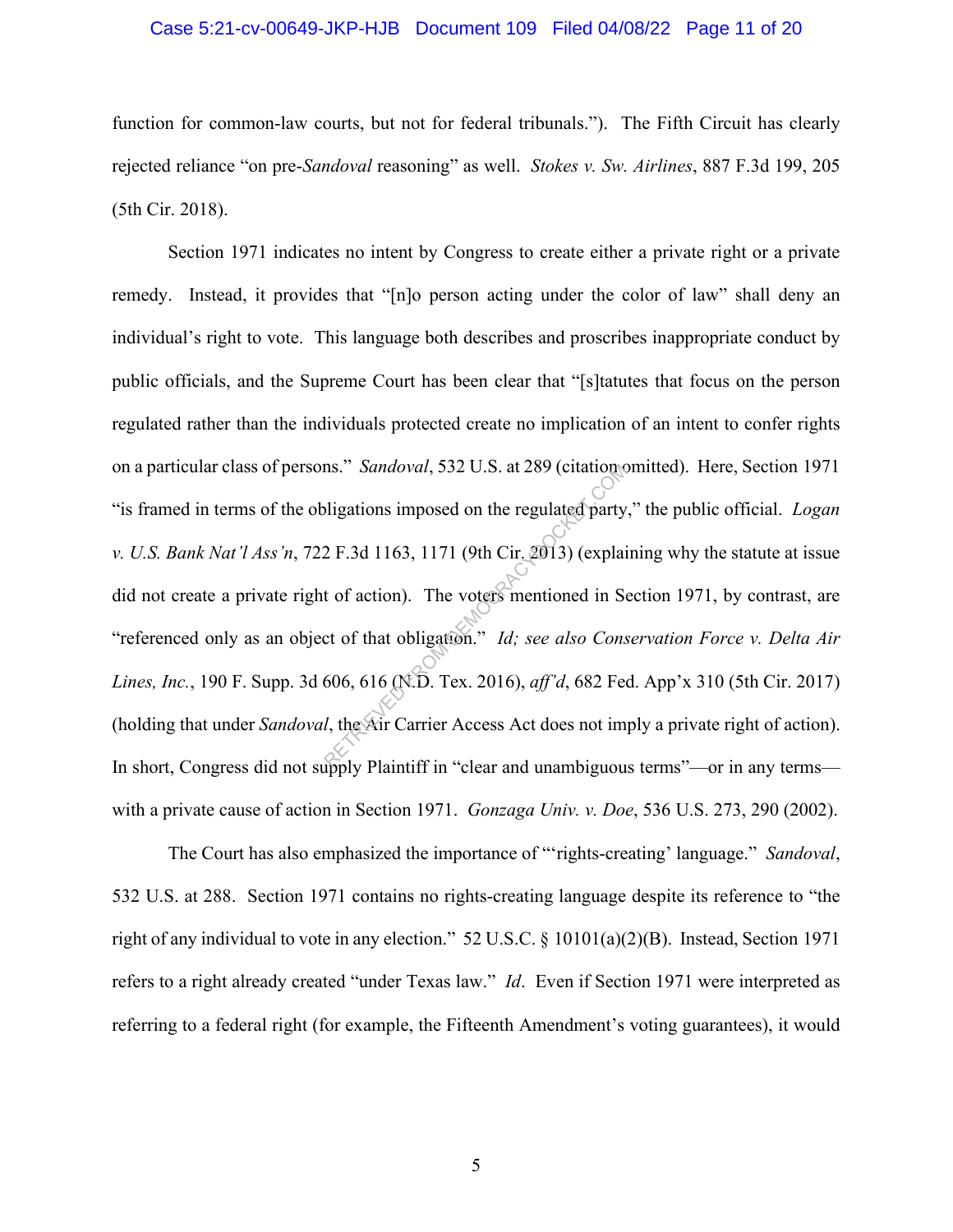function for common-law courts, but not for federal tribunals."). The Fifth Circuit has clearly rejected reliance "on pre-*Sandoval* reasoning" as well. *Stokes v. Sw. Airlines*, 887 F.3d 199, 205 (5th Cir. 2018).

Section 1971 indicates no intent by Congress to create either a private right or a private remedy. Instead, it provides that "[n]o person acting under the color of law" shall deny an individual's right to vote. This language both describes and proscribes inappropriate conduct by public officials, and the Supreme Court has been clear that "[s]tatutes that focus on the person regulated rather than the individuals protected create no implication of an intent to confer rights on a particular class of persons." *Sandoval*, 532 U.S. at 289 (citation omitted). Here, Section 1971 "is framed in terms of the obligations imposed on the regulated party," the public official. *Logan v. U.S. Bank Nat'l Ass'n*, 722 F.3d 1163, 1171 (9th Cir. 2013) (explaining why the statute at issue did not create a private right of action). The voters mentioned in Section 1971, by contrast, are "referenced only as an object of that obligation." *Id; see also Conservation Force v. Delta Air Lines, Inc.*, 190 F. Supp. 3d 606, 616 (N.D. Tex. 2016), *aff'd*, 682 Fed. App'x 310 (5th Cir. 2017) (holding that under *Sandoval*, the Air Carrier Access Act does not imply a private right of action). In short, Congress did not supply Plaintiff in "clear and unambiguous terms"—or in any terms—with a private cause of action in Section 1971. *Gonzaga Univ. v. Doe*, 536 U.S. 273, 290 (2002).

The Court has also emphasized the importance of "'rights-creating' language." *Sandoval*, 532 U.S. at 288. Section 1971 contains no rights-creating language despite its reference to "the right of any individual to vote in any election." 52 U.S.C. § 10101(a)(2)(B). Instead, Section 1971 refers to a right already created "under Texas law." *Id*. Even if Section 1971 were interpreted as referring to a federal right (for example, the Fifteenth Amendment's voting guarantees), it would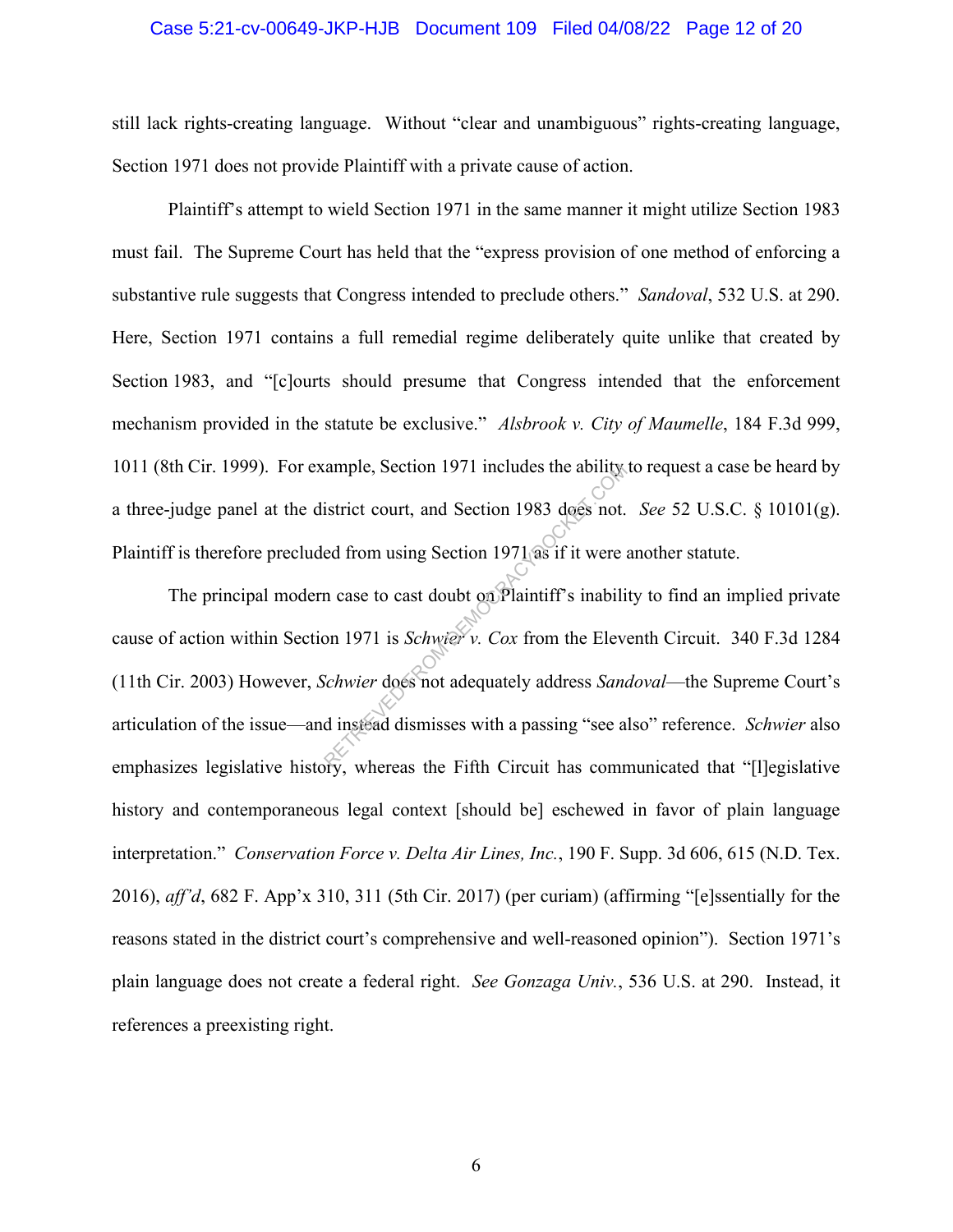still lack rights-creating language. Without "clear and unambiguous" rights-creating language, Section 1971 does not provide Plaintiff with a private cause of action.

Plaintiff's attempt to wield Section 1971 in the same manner it might utilize Section 1983 must fail. The Supreme Court has held that the "express provision of one method of enforcing a substantive rule suggests that Congress intended to preclude others." *Sandoval*, 532 U.S. at 290. Here, Section 1971 contains a full remedial regime deliberately quite unlike that created by Section 1983, and "[c]ourts should presume that Congress intended that the enforcement mechanism provided in the statute be exclusive." *Alsbrook v. City of Maumelle*, 184 F.3d 999, 1011 (8th Cir. 1999). For example, Section 1971 includes the ability to request a case be heard by a three-judge panel at the district court, and Section 1983 does not. *See* 52 U.S.C. § 10101(g). Plaintiff is therefore precluded from using Section 1971 as if it were another statute.

The principal modern case to cast doubt on Plaintiff's inability to find an implied private cause of action within Section 1971 is *Schwier v. Cox* from the Eleventh Circuit. 340 F.3d 1284 (11th Cir. 2003) However, *Schwier* does not adequately address *Sandoval*—the Supreme Court's articulation of the issue—and instead dismisses with a passing "see also" reference. *Schwier* also emphasizes legislative history, whereas the Fifth Circuit has communicated that "[l]egislative history and contemporaneous legal context [should be] eschewed in favor of plain language interpretation." *Conservation Force v. Delta Air Lines, Inc.*, 190 F. Supp. 3d 606, 615 (N.D. Tex. 2016), *aff'd*, 682 F. App'x 310, 311 (5th Cir. 2017) (per curiam) (affirming "[e]ssentially for the reasons stated in the district court's comprehensive and well-reasoned opinion"). Section 1971's plain language does not create a federal right. *See Gonzaga Univ.*, 536 U.S. at 290. Instead, it references a preexisting right.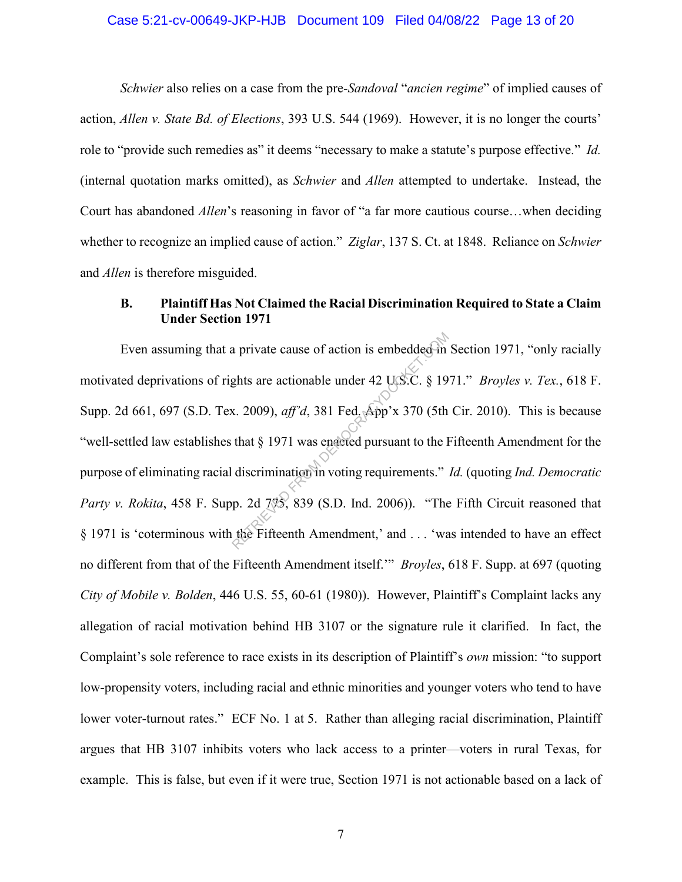*Schwier* also relies on a case from the pre-*Sandoval* "*ancien regime*" of implied causes of action, *Allen v. State Bd. of Elections*, 393 U.S. 544 (1969). However, it is no longer the courts' role to "provide such remedies as" it deems "necessary to make a statute's purpose effective." *Id.* (internal quotation marks omitted), as *Schwier* and *Allen* attempted to undertake. Instead, the Court has abandoned *Allen*'s reasoning in favor of "a far more cautious course…when deciding whether to recognize an implied cause of action." *Ziglar*, 137 S. Ct. at 1848. Reliance on *Schwier* and *Allen* is therefore misguided.

### B. Plaintiff Has Not Claimed the Racial Discrimination Required to State a Claim Under Section 1971

Even assuming that a private cause of action is embedded in Section 1971, "only racially motivated deprivations of rights are actionable under 42 U.S.C. § 1971." *Broyles v. Tex.*, 618 F. Supp. 2d 661, 697 (S.D. Tex. 2009), *aff'd*, 381 Fed. App'x 370 (5th Cir. 2010). This is because "well-settled law establishes that § 1971 was enacted pursuant to the Fifteenth Amendment for the purpose of eliminating racial discrimination in voting requirements." *Id.* (quoting *Ind. Democratic Party v. Rokita*, 458 F. Supp. 2d 775, 839 (S.D. Ind. 2006)). "The Fifth Circuit reasoned that § 1971 is 'coterminous with the Fifteenth Amendment,' and . . . 'was intended to have an effect no different from that of the Fifteenth Amendment itself.'" *Broyles*, 618 F. Supp. at 697 (quoting *City of Mobile v. Bolden*, 446 U.S. 55, 60-61 (1980)). However, Plaintiff's Complaint lacks any allegation of racial motivation behind HB 3107 or the signature rule it clarified. In fact, the Complaint's sole reference to race exists in its description of Plaintiff's *own* mission: "to support low-propensity voters, including racial and ethnic minorities and younger voters who tend to have lower voter-turnout rates." ECF No. 1 at 5. Rather than alleging racial discrimination, Plaintiff argues that HB 3107 inhibits voters who lack access to a printer—voters in rural Texas, for example. This is false, but even if it were true, Section 1971 is not actionable based on a lack of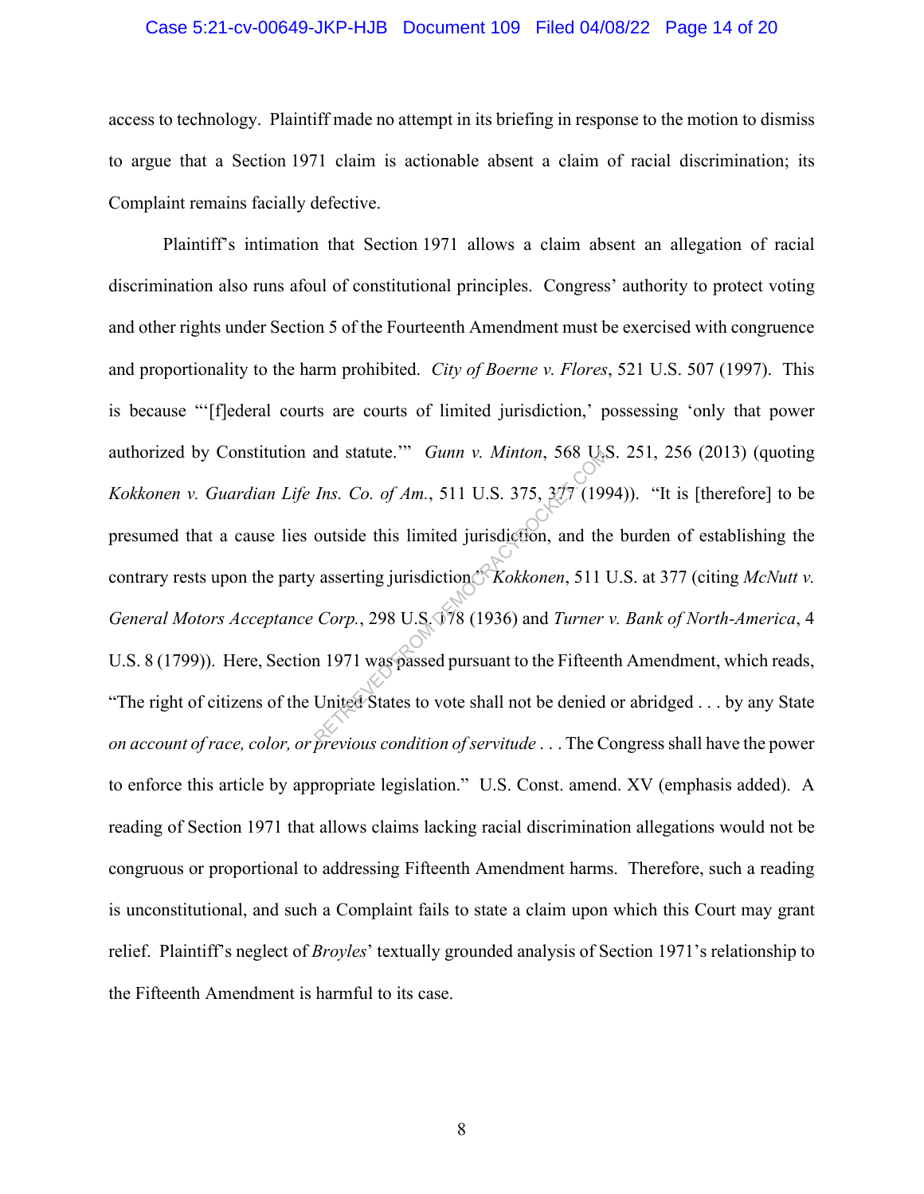access to technology. Plaintiff made no attempt in its briefing in response to the motion to dismiss to argue that a Section 1971 claim is actionable absent a claim of racial discrimination; its Complaint remains facially defective.

Plaintiff's intimation that Section 1971 allows a claim absent an allegation of racial discrimination also runs afoul of constitutional principles. Congress' authority to protect voting and other rights under Section 5 of the Fourteenth Amendment must be exercised with congruence and proportionality to the harm prohibited. *City of Boerne v. Flores*, 521 U.S. 507 (1997). This is because "'[f]ederal courts are courts of limited jurisdiction,' possessing 'only that power authorized by Constitution and statute.'" *Gunn v. Minton*, 568 U.S. 251, 256 (2013) (quoting *Kokkonen v. Guardian Life Ins. Co. of Am.*, 511 U.S. 375, 377 (1994)). "It is [therefore] to be presumed that a cause lies outside this limited jurisdiction, and the burden of establishing the contrary rests upon the party asserting jurisdiction." *Kokkonen*, 511 U.S. at 377 (citing *McNutt v. General Motors Acceptance Corp.*, 298 U.S. 178 (1936) and *Turner v. Bank of North-America*, 4 U.S. 8 (1799)). Here, Section 1971 was passed pursuant to the Fifteenth Amendment, which reads, "The right of citizens of the United States to vote shall not be denied or abridged . . . by any State *on account of race, color, or previous condition of servitude* . . . The Congress shall have the power to enforce this article by appropriate legislation." U.S. Const. amend. XV (emphasis added). A reading of Section 1971 that allows claims lacking racial discrimination allegations would not be congruous or proportional to addressing Fifteenth Amendment harms. Therefore, such a reading is unconstitutional, and such a Complaint fails to state a claim upon which this Court may grant relief. Plaintiff's neglect of *Broyles*' textually grounded analysis of Section 1971's relationship to the Fifteenth Amendment is harmful to its case.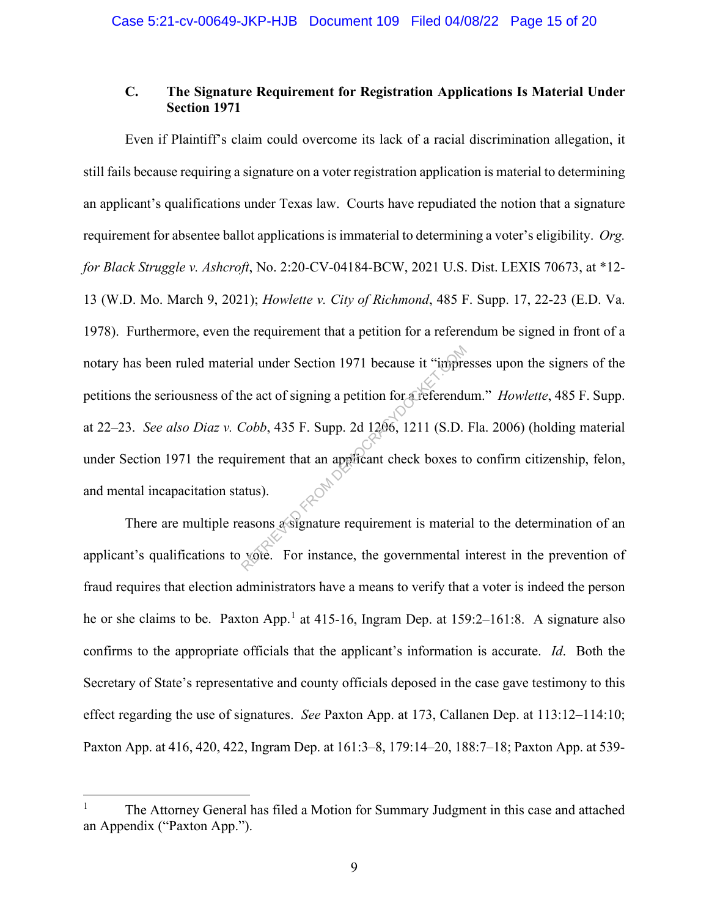### C. The Signature Requirement for Registration Applications Is Material Under Section 1971

Even if Plaintiff's claim could overcome its lack of a racial discrimination allegation, it still fails because requiring a signature on a voter registration application is material to determining an applicant's qualifications under Texas law. Courts have repudiated the notion that a signature requirement for absentee ballot applications is immaterial to determining a voter's eligibility. *Org. for Black Struggle v. Ashcroft*, No. 2:20-CV-04184-BCW, 2021 U.S. Dist. LEXIS 70673, at *12-13 (W.D. Mo. March 9, 2021); *Howlette v. City of Richmond*, 485 F. Supp. 17, 22-23 (E.D. Va. 1978). Furthermore, even the requirement that a petition for a referendum be signed in front of a notary has been ruled material under Section 1971 because it "impresses upon the signers of the petitions the seriousness of the act of signing a petition for a referendum." *Howlette*, 485 F. Supp. at 22–23. *See also Diaz v. Cobb*, 435 F. Supp. 2d 1206, 1211 (S.D. Fla. 2006) (holding material under Section 1971 the requirement that an applicant check boxes to confirm citizenship, felon, and mental incapacitation status).

There are multiple reasons a signature requirement is material to the determination of an applicant's qualifications to vote. For instance, the governmental interest in the prevention of fraud requires that election administrators have a means to verify that a voter is indeed the person he or she claims to be. Paxton App.[1] at 415-16, Ingram Dep. at 159:2–161:8. A signature also confirms to the appropriate officials that the applicant's information is accurate. *Id*. Both the Secretary of State's representative and county officials deposed in the case gave testimony to this effect regarding the use of signatures. *See* Paxton App. at 173, Callanen Dep. at 113:12–114:10; Paxton App. at 416, 420, 422, Ingram Dep. at 161:3–8, 179:14–20, 188:7–18; Paxton App. at 539-

[1] The Attorney General has filed a Motion for Summary Judgment in this case and attached an Appendix ("Paxton App.").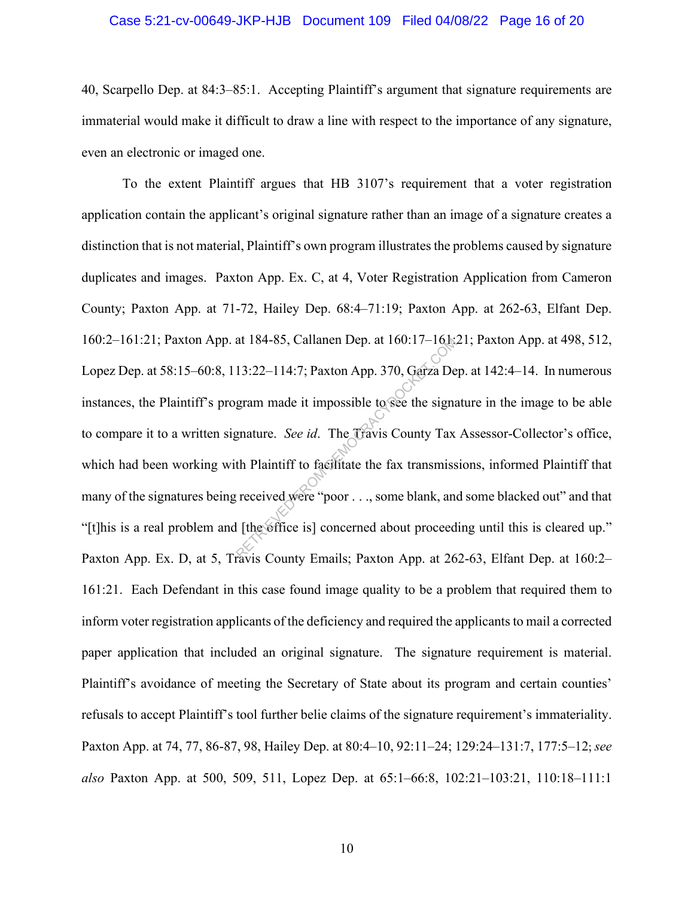40, Scarpello Dep. at 84:3–85:1. Accepting Plaintiff's argument that signature requirements are immaterial would make it difficult to draw a line with respect to the importance of any signature, even an electronic or imaged one.

To the extent Plaintiff argues that HB 3107's requirement that a voter registration application contain the applicant's original signature rather than an image of a signature creates a distinction that is not material, Plaintiff's own program illustrates the problems caused by signature duplicates and images. Paxton App. Ex. C, at 4, Voter Registration Application from Cameron County; Paxton App. at 71-72, Hailey Dep. 68:4–71:19; Paxton App. at 262-63, Elfant Dep. 160:2–161:21; Paxton App. at 184-85, Callanen Dep. at 160:17–161:21; Paxton App. at 498, 512, Lopez Dep. at 58:15–60:8, 113:22–114:7; Paxton App. 370, Garza Dep. at 142:4–14. In numerous instances, the Plaintiff's program made it impossible to see the signature in the image to be able to compare it to a written signature. *See id*. The Travis County Tax Assessor-Collector's office, which had been working with Plaintiff to facilitate the fax transmissions, informed Plaintiff that many of the signatures being received were "poor . . ., some blank, and some blacked out" and that "[t]his is a real problem and [the office is] concerned about proceeding until this is cleared up." Paxton App. Ex. D, at 5, Travis County Emails; Paxton App. at 262-63, Elfant Dep. at 160:2–161:21. Each Defendant in this case found image quality to be a problem that required them to inform voter registration applicants of the deficiency and required the applicants to mail a corrected paper application that included an original signature. The signature requirement is material. Plaintiff's avoidance of meeting the Secretary of State about its program and certain counties' refusals to accept Plaintiff's tool further belie claims of the signature requirement's immateriality. Paxton App. at 74, 77, 86-87, 98, Hailey Dep. at 80:4–10, 92:11–24; 129:24–131:7, 177:5–12; *see also* Paxton App. at 500, 509, 511, Lopez Dep. at 65:1–66:8, 102:21–103:21, 110:18–111:1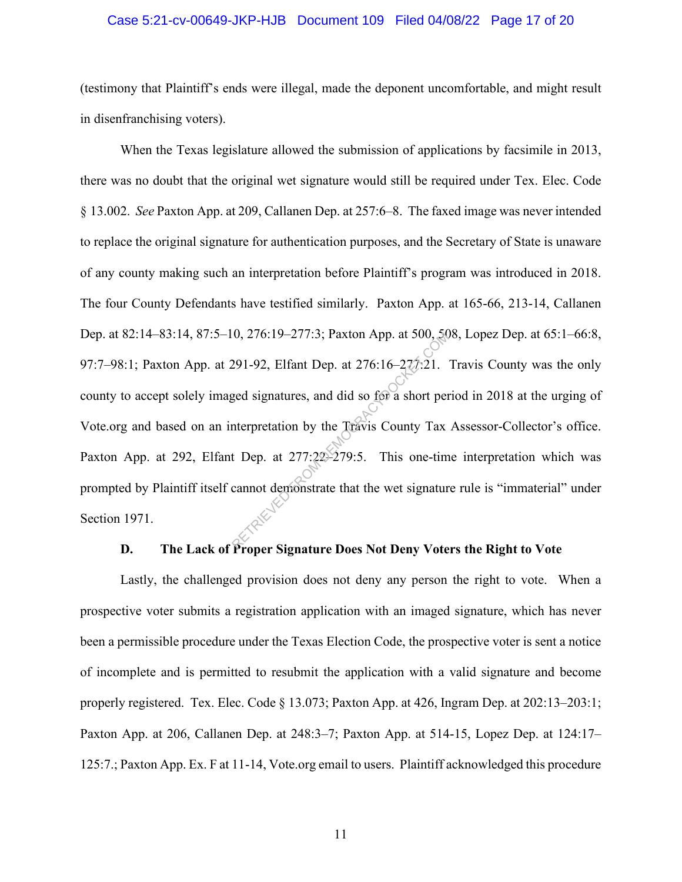(testimony that Plaintiff's ends were illegal, made the deponent uncomfortable, and might result in disenfranchising voters).

When the Texas legislature allowed the submission of applications by facsimile in 2013, there was no doubt that the original wet signature would still be required under Tex. Elec. Code § 13.002. *See* Paxton App. at 209, Callanen Dep. at 257:6–8. The faxed image was never intended to replace the original signature for authentication purposes, and the Secretary of State is unaware of any county making such an interpretation before Plaintiff's program was introduced in 2018. The four County Defendants have testified similarly. Paxton App. at 165-66, 213-14, Callanen Dep. at 82:14–83:14, 87:5–10, 276:19–277:3; Paxton App. at 500, 508, Lopez Dep. at 65:1–66:8, 97:7–98:1; Paxton App. at 291-92, Elfant Dep. at 276:16–277:21. Travis County was the only county to accept solely imaged signatures, and did so for a short period in 2018 at the urging of Vote.org and based on an interpretation by the Travis County Tax Assessor-Collector's office. Paxton App. at 292, Elfant Dep. at 277:22–279:5. This one-time interpretation which was prompted by Plaintiff itself cannot demonstrate that the wet signature rule is "immaterial" under Section 1971.

### D. The Lack of Proper Signature Does Not Deny Voters the Right to Vote

Lastly, the challenged provision does not deny any person the right to vote. When a prospective voter submits a registration application with an imaged signature, which has never been a permissible procedure under the Texas Election Code, the prospective voter is sent a notice of incomplete and is permitted to resubmit the application with a valid signature and become properly registered. Tex. Elec. Code § 13.073; Paxton App. at 426, Ingram Dep. at 202:13–203:1; Paxton App. at 206, Callanen Dep. at 248:3–7; Paxton App. at 514-15, Lopez Dep. at 124:17–125:7.; Paxton App. Ex. F at 11-14, Vote.org email to users. Plaintiff acknowledged this procedure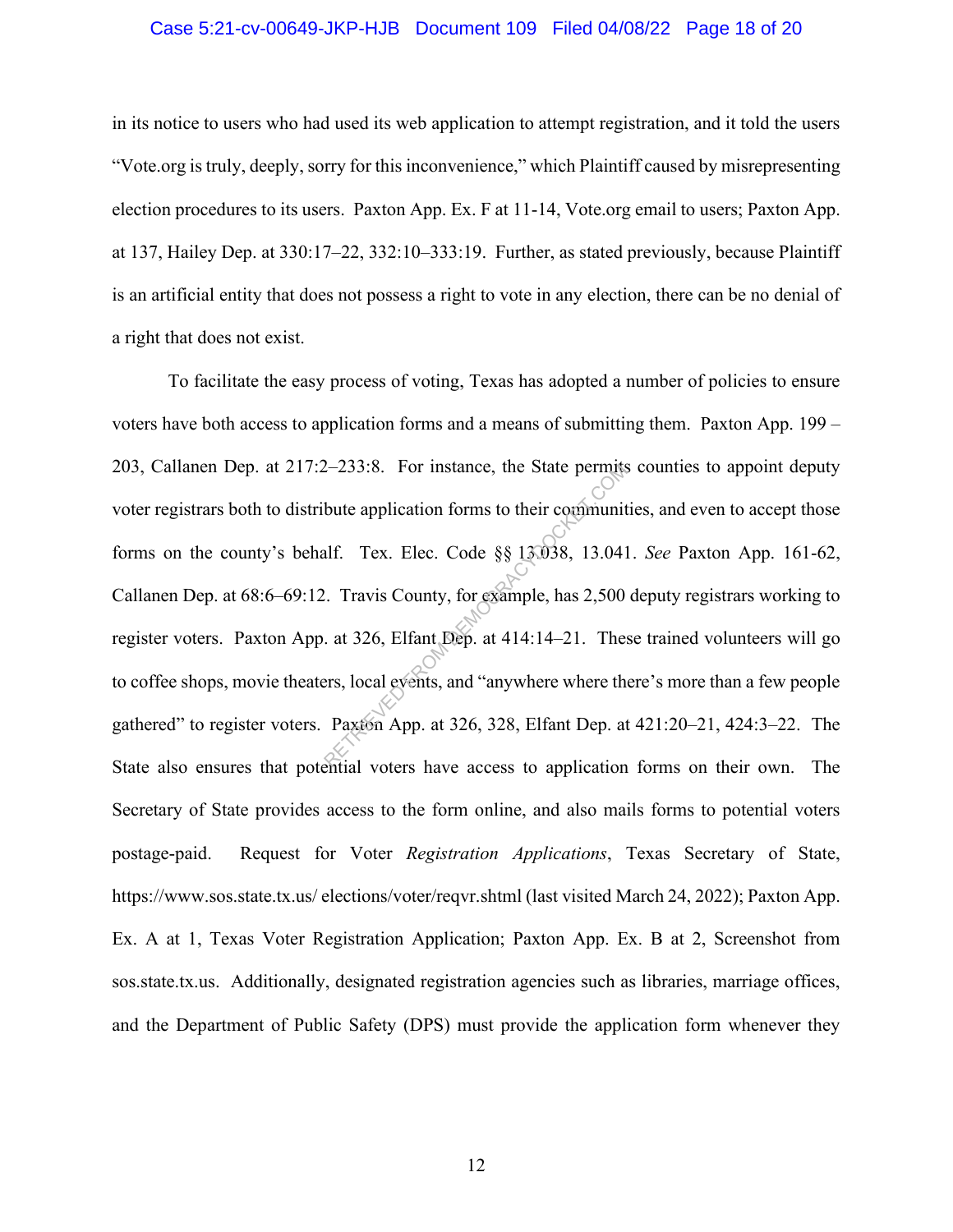in its notice to users who had used its web application to attempt registration, and it told the users "Vote.org is truly, deeply, sorry for this inconvenience," which Plaintiff caused by misrepresenting election procedures to its users. Paxton App. Ex. F at 11-14, Vote.org email to users; Paxton App. at 137, Hailey Dep. at 330:17–22, 332:10–333:19. Further, as stated previously, because Plaintiff is an artificial entity that does not possess a right to vote in any election, there can be no denial of a right that does not exist.

To facilitate the easy process of voting, Texas has adopted a number of policies to ensure voters have both access to application forms and a means of submitting them. Paxton App. 199 – 203, Callanen Dep. at 217:2–233:8. For instance, the State permits counties to appoint deputy voter registrars both to distribute application forms to their communities, and even to accept those forms on the county's behalf. Tex. Elec. Code §§ 13.038, 13.041. *See* Paxton App. 161-62, Callanen Dep. at 68:6–69:12. Travis County, for example, has 2,500 deputy registrars working to register voters. Paxton App. at 326, Elfant Dep. at 414:14–21. These trained volunteers will go to coffee shops, movie theaters, local events, and "anywhere where there's more than a few people gathered" to register voters. Paxton App. at 326, 328, Elfant Dep. at 421:20–21, 424:3–22. The State also ensures that potential voters have access to application forms on their own. The Secretary of State provides access to the form online, and also mails forms to potential voters postage-paid. Request for Voter *Registration Applications*, Texas Secretary of State, https://www.sos.state.tx.us/ elections/voter/reqvr.shtml (last visited March 24, 2022); Paxton App. Ex. A at 1, Texas Voter Registration Application; Paxton App. Ex. B at 2, Screenshot from sos.state.tx.us. Additionally, designated registration agencies such as libraries, marriage offices, and the Department of Public Safety (DPS) must provide the application form whenever they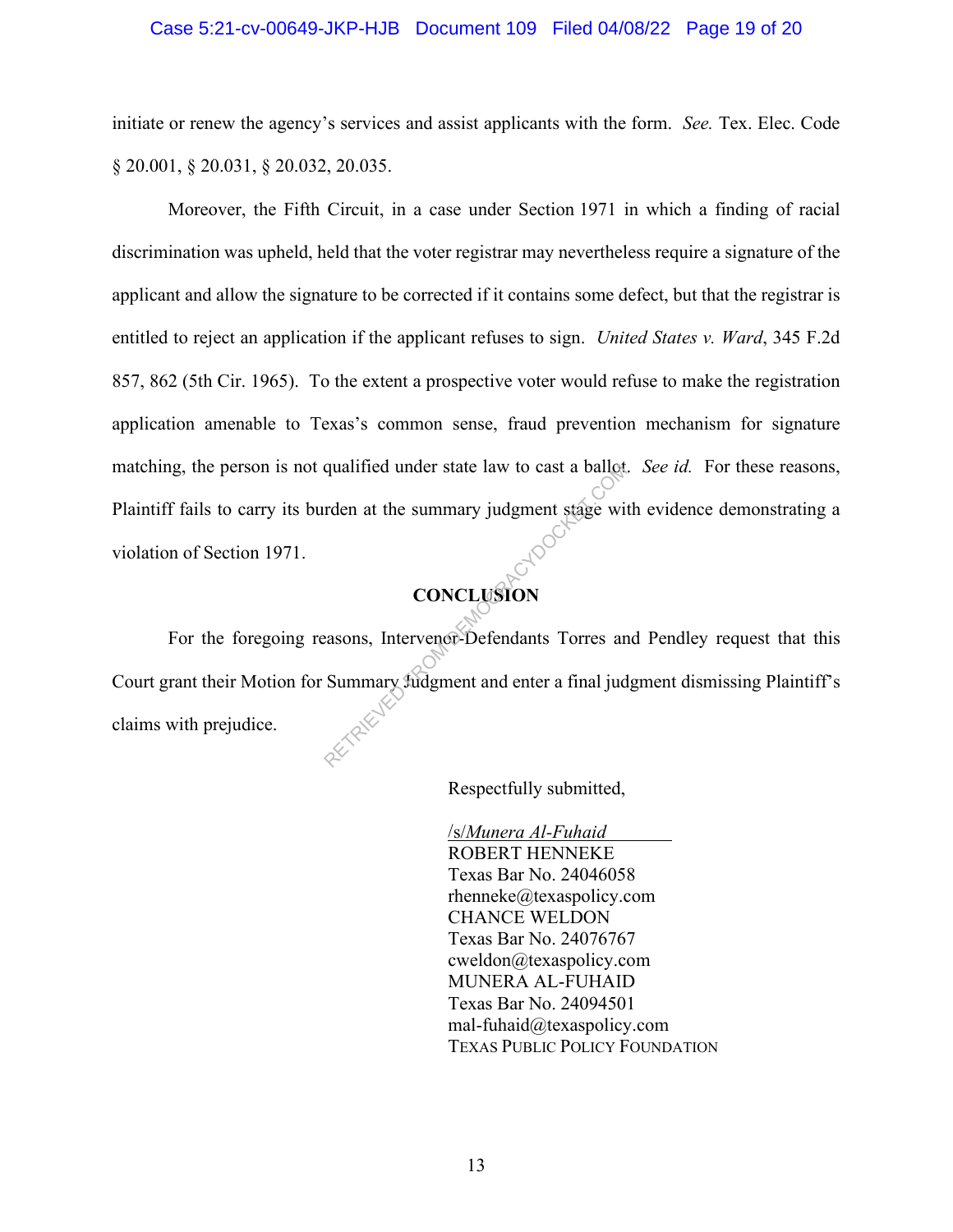initiate or renew the agency's services and assist applicants with the form. *See.* Tex. Elec. Code § 20.001, § 20.031, § 20.032, 20.035.

Moreover, the Fifth Circuit, in a case under Section 1971 in which a finding of racial discrimination was upheld, held that the voter registrar may nevertheless require a signature of the applicant and allow the signature to be corrected if it contains some defect, but that the registrar is entitled to reject an application if the applicant refuses to sign. *United States v. Ward*, 345 F.2d 857, 862 (5th Cir. 1965). To the extent a prospective voter would refuse to make the registration application amenable to Texas's common sense, fraud prevention mechanism for signature matching, the person is not qualified under state law to cast a ballot. *See id.* For these reasons, Plaintiff fails to carry its burden at the summary judgment stage with evidence demonstrating a violation of Section 1971.

## CONCLUSION

For the foregoing reasons, Intervenor-Defendants Torres and Pendley request that this Court grant their Motion for Summary Judgment and enter a final judgment dismissing Plaintiff's claims with prejudice.

Respectfully submitted,

/s/*Munera Al-Fuhaid*
ROBERT HENNEKE
Texas Bar No. 24046058
rhenneke@texaspolicy.com
CHANCE WELDON
Texas Bar No. 24076767
cweldon@texaspolicy.com
MUNERA AL-FUHAID
Texas Bar No. 24094501
mal-fuhaid@texaspolicy.com
TEXAS PUBLIC POLICY FOUNDATION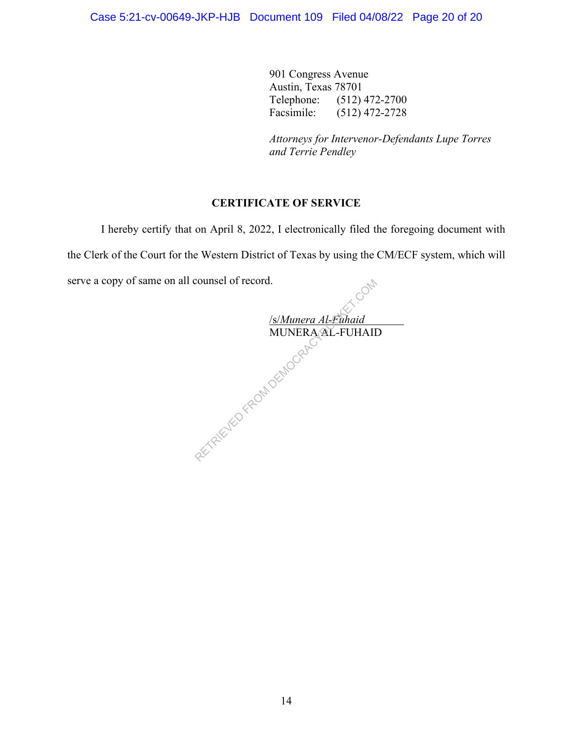901 Congress Avenue
Austin, Texas 78701
Telephone: (512) 472-2700
Facsimile: (512) 472-2728

*Attorneys for Intervenor-Defendants Lupe Torres and Terrie Pendley*

**CERTIFICATE OF SERVICE**

I hereby certify that on April 8, 2022, I electronically filed the foregoing document with the Clerk of the Court for the Western District of Texas by using the CM/ECF system, which will serve a copy of same on all counsel of record.

/s/*Munera Al-Fuhaid*
MUNERA AL-FUHAID